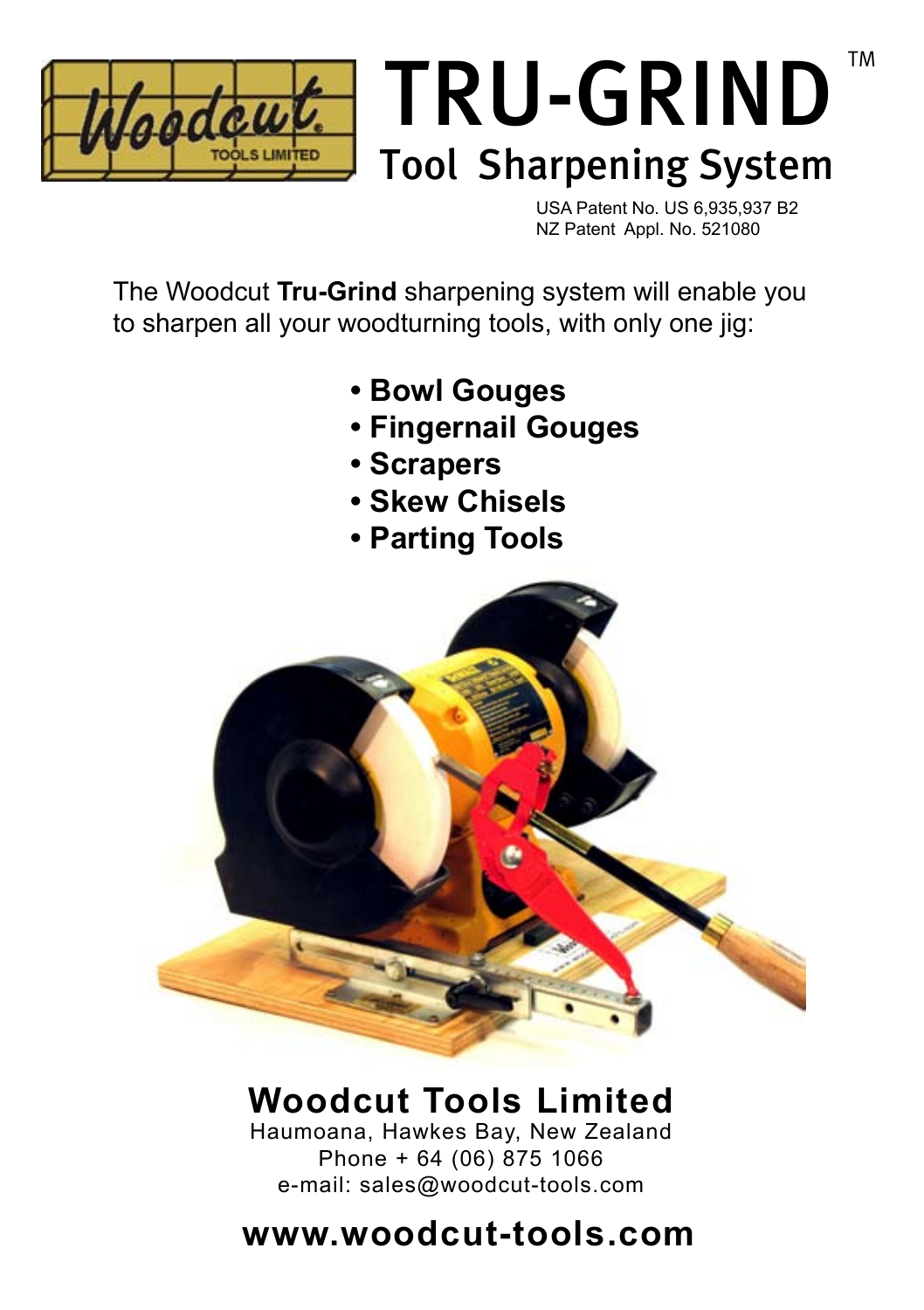# TRU-GRIND™

## Tool Sharpening System

USA Patent No. US 6,935,937 B2
NZ Patent Appl. No. 521080

The Woodcut **Tru-Grind** sharpening system will enable you to sharpen all your woodturning tools, with only one jig:

- **Bowl Gouges**
- **Fingernail Gouges**
- **Scrapers**
- **Skew Chisels**
- **Parting Tools**

## Woodcut Tools Limited

Haumoana, Hawkes Bay, New Zealand
Phone + 64 (06) 875 1066
e-mail: sales@woodcut-tools.com

## www.woodcut-tools.com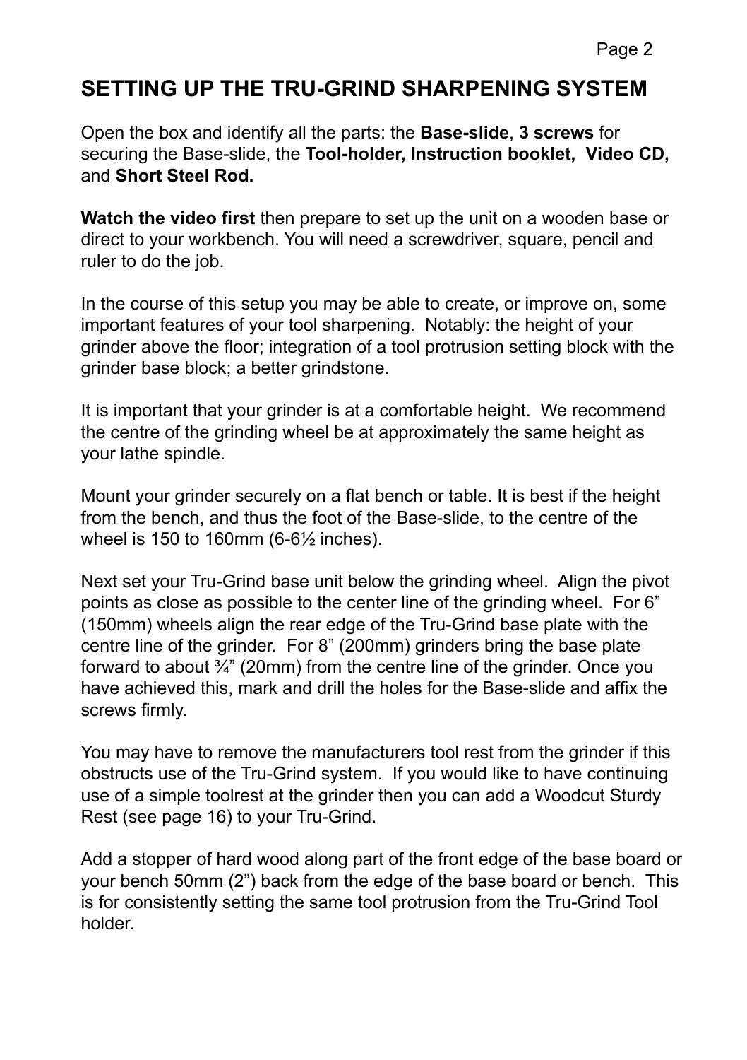# SETTING UP THE TRU-GRIND SHARPENING SYSTEM

Open the box and identify all the parts: the **Base-slide**, **3 screws** for securing the Base-slide, the **Tool-holder, Instruction booklet, Video CD,** and **Short Steel Rod.**

**Watch the video first** then prepare to set up the unit on a wooden base or direct to your workbench. You will need a screwdriver, square, pencil and ruler to do the job.

In the course of this setup you may be able to create, or improve on, some important features of your tool sharpening. Notably: the height of your grinder above the floor; integration of a tool protrusion setting block with the grinder base block; a better grindstone.

It is important that your grinder is at a comfortable height. We recommend the centre of the grinding wheel be at approximately the same height as your lathe spindle.

Mount your grinder securely on a flat bench or table. It is best if the height from the bench, and thus the foot of the Base-slide, to the centre of the wheel is 150 to 160mm (6-6½ inches).

Next set your Tru-Grind base unit below the grinding wheel. Align the pivot points as close as possible to the center line of the grinding wheel. For 6" (150mm) wheels align the rear edge of the Tru-Grind base plate with the centre line of the grinder. For 8" (200mm) grinders bring the base plate forward to about ¾" (20mm) from the centre line of the grinder. Once you have achieved this, mark and drill the holes for the Base-slide and affix the screws firmly.

You may have to remove the manufacturers tool rest from the grinder if this obstructs use of the Tru-Grind system. If you would like to have continuing use of a simple toolrest at the grinder then you can add a Woodcut Sturdy Rest (see page 16) to your Tru-Grind.

Add a stopper of hard wood along part of the front edge of the base board or your bench 50mm (2") back from the edge of the base board or bench. This is for consistently setting the same tool protrusion from the Tru-Grind Tool holder.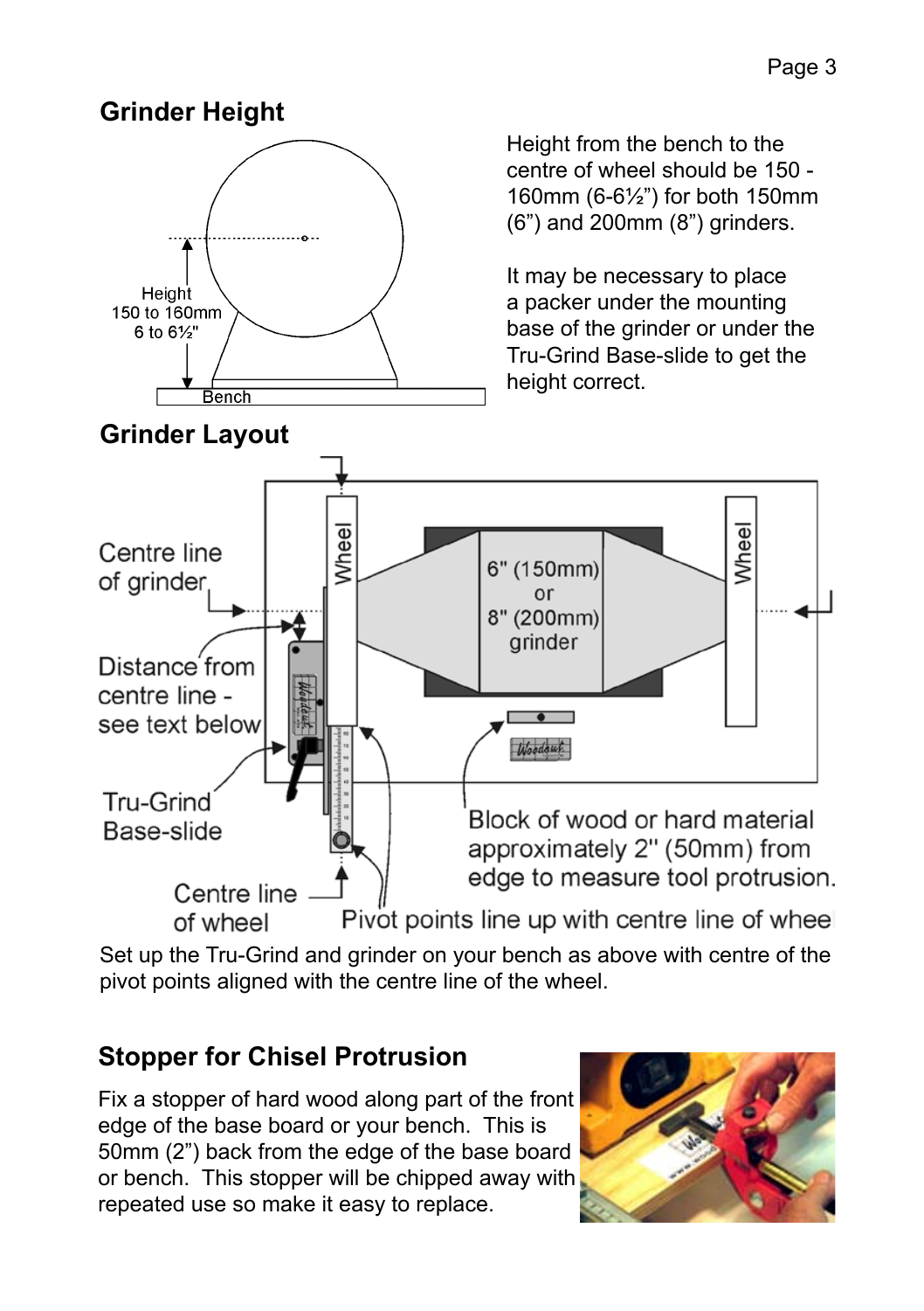## Grinder Height

Height from the bench to the centre of wheel should be 150 - 160mm (6-6½”) for both 150mm (6”) and 200mm (8”) grinders.

It may be necessary to place a packer under the mounting base of the grinder or under the Tru-Grind Base-slide to get the height correct.

## Grinder Layout

Set up the Tru-Grind and grinder on your bench as above with centre of the pivot points aligned with the centre line of the wheel.

## Stopper for Chisel Protrusion

Fix a stopper of hard wood along part of the front edge of the base board or your bench. This is 50mm (2”) back from the edge of the base board or bench. This stopper will be chipped away with repeated use so make it easy to replace.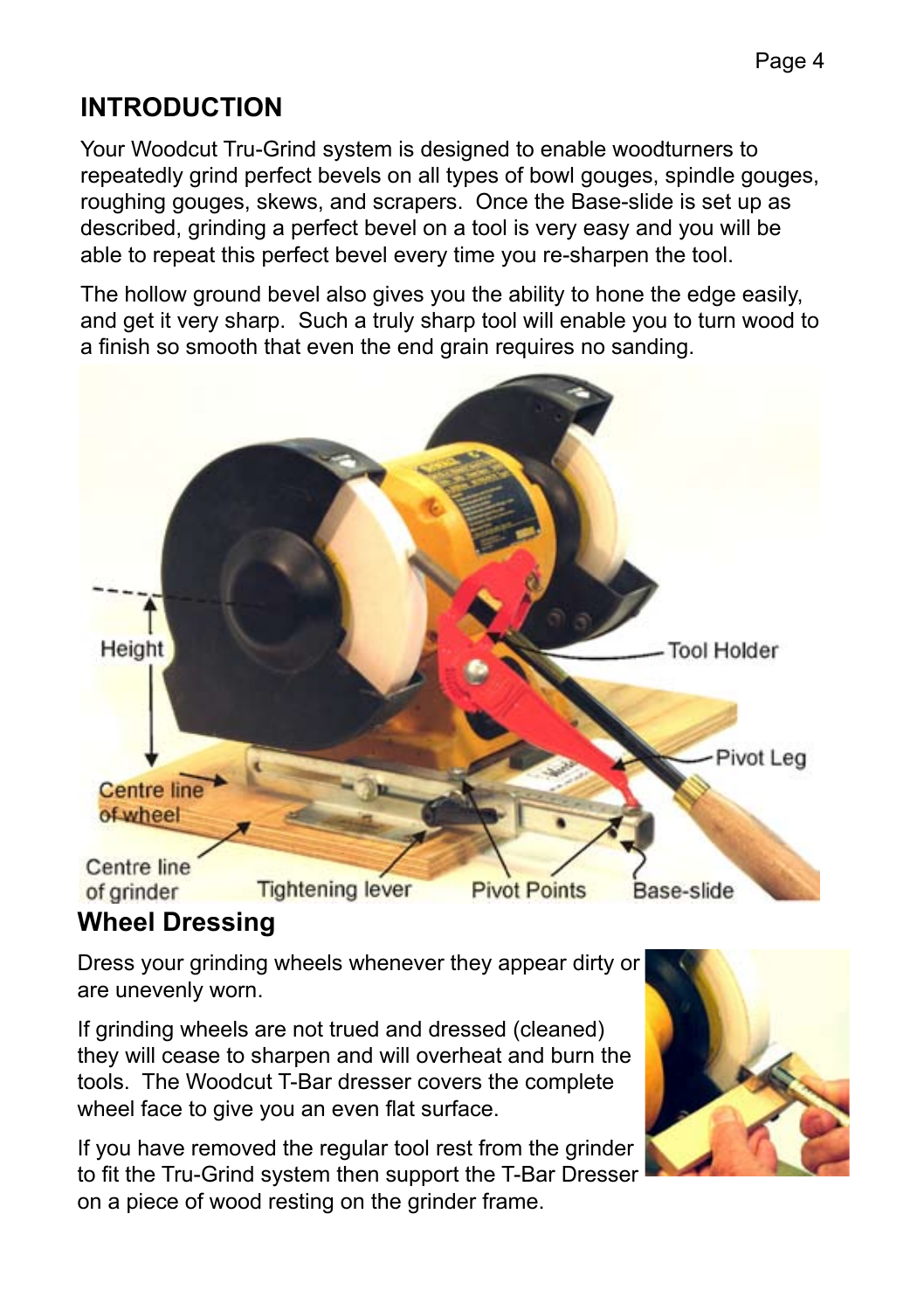## INTRODUCTION

Your Woodcut Tru-Grind system is designed to enable woodturners to repeatedly grind perfect bevels on all types of bowl gouges, spindle gouges, roughing gouges, skews, and scrapers. Once the Base-slide is set up as described, grinding a perfect bevel on a tool is very easy and you will be able to repeat this perfect bevel every time you re-sharpen the tool.

The hollow ground bevel also gives you the ability to hone the edge easily, and get it very sharp. Such a truly sharp tool will enable you to turn wood to a finish so smooth that even the end grain requires no sanding.

## Wheel Dressing

Dress your grinding wheels whenever they appear dirty or are unevenly worn.

If grinding wheels are not trued and dressed (cleaned) they will cease to sharpen and will overheat and burn the tools. The Woodcut T-Bar dresser covers the complete wheel face to give you an even flat surface.

If you have removed the regular tool rest from the grinder to fit the Tru-Grind system then support the T-Bar Dresser on a piece of wood resting on the grinder frame.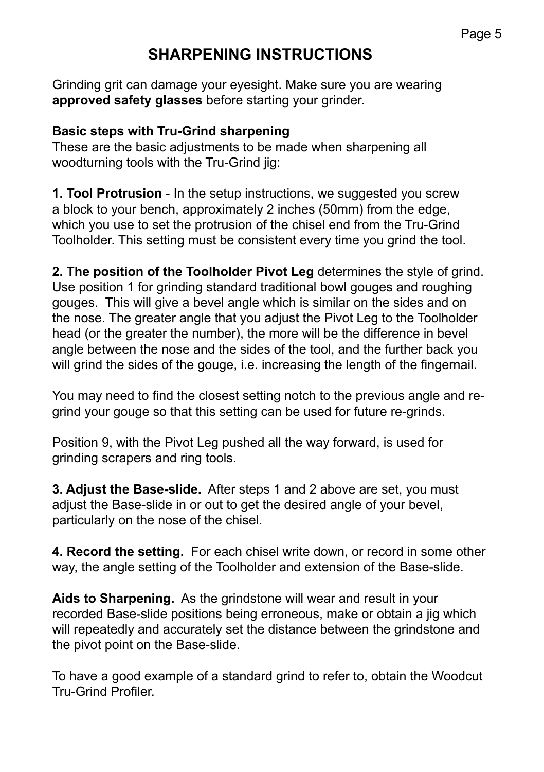# SHARPENING INSTRUCTIONS

Grinding grit can damage your eyesight. Make sure you are wearing **approved safety glasses** before starting your grinder.

**Basic steps with Tru-Grind sharpening**

These are the basic adjustments to be made when sharpening all woodturning tools with the Tru-Grind jig:

**1. Tool Protrusion** - In the setup instructions, we suggested you screw a block to your bench, approximately 2 inches (50mm) from the edge, which you use to set the protrusion of the chisel end from the Tru-Grind Toolholder. This setting must be consistent every time you grind the tool.

**2. The position of the Toolholder Pivot Leg** determines the style of grind. Use position 1 for grinding standard traditional bowl gouges and roughing gouges. This will give a bevel angle which is similar on the sides and on the nose. The greater angle that you adjust the Pivot Leg to the Toolholder head (or the greater the number), the more will be the difference in bevel angle between the nose and the sides of the tool, and the further back you will grind the sides of the gouge, i.e. increasing the length of the fingernail.

You may need to find the closest setting notch to the previous angle and re-grind your gouge so that this setting can be used for future re-grinds.

Position 9, with the Pivot Leg pushed all the way forward, is used for grinding scrapers and ring tools.

**3. Adjust the Base-slide.** After steps 1 and 2 above are set, you must adjust the Base-slide in or out to get the desired angle of your bevel, particularly on the nose of the chisel.

**4. Record the setting.** For each chisel write down, or record in some other way, the angle setting of the Toolholder and extension of the Base-slide.

**Aids to Sharpening.** As the grindstone will wear and result in your recorded Base-slide positions being erroneous, make or obtain a jig which will repeatedly and accurately set the distance between the grindstone and the pivot point on the Base-slide.

To have a good example of a standard grind to refer to, obtain the Woodcut Tru-Grind Profiler.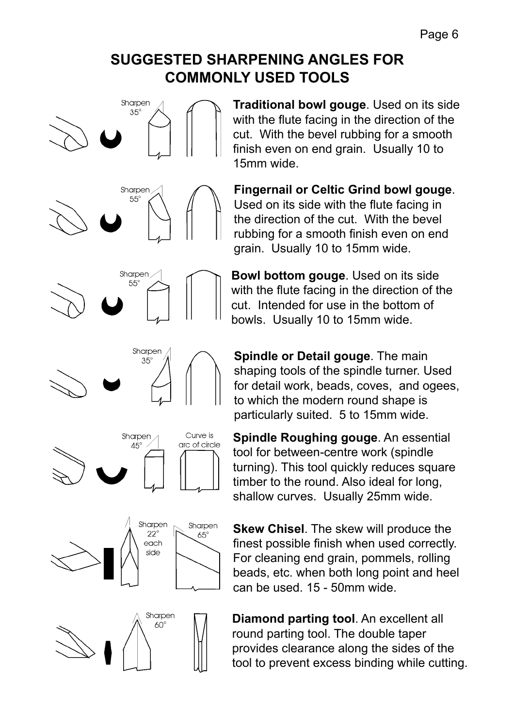# SUGGESTED SHARPENING ANGLES FOR COMMONLY USED TOOLS

Sharpen 35°

**Traditional bowl gouge**. Used on its side with the flute facing in the direction of the cut. With the bevel rubbing for a smooth finish even on end grain. Usually 10 to 15mm wide.

Sharpen 55°

**Fingernail or Celtic Grind bowl gouge**. Used on its side with the flute facing in the direction of the cut. With the bevel rubbing for a smooth finish even on end grain. Usually 10 to 15mm wide.

Sharpen 55°

**Bowl bottom gouge**. Used on its side with the flute facing in the direction of the cut. Intended for use in the bottom of bowls. Usually 10 to 15mm wide.

Sharpen 35°

**Spindle or Detail gouge**. The main shaping tools of the spindle turner. Used for detail work, beads, coves, and ogees, to which the modern round shape is particularly suited. 5 to 15mm wide.

Sharpen 45°

Curve is arc of circle

**Spindle Roughing gouge**. An essential tool for between-centre work (spindle turning). This tool quickly reduces square timber to the round. Also ideal for long, shallow curves. Usually 25mm wide.

Sharpen 22° each side

Sharpen 65°

**Skew Chisel**. The skew will produce the finest possible finish when used correctly. For cleaning end grain, pommels, rolling beads, etc. when both long point and heel can be used. 15 - 50mm wide.

Sharpen 60°

**Diamond parting tool**. An excellent all round parting tool. The double taper provides clearance along the sides of the tool to prevent excess binding while cutting.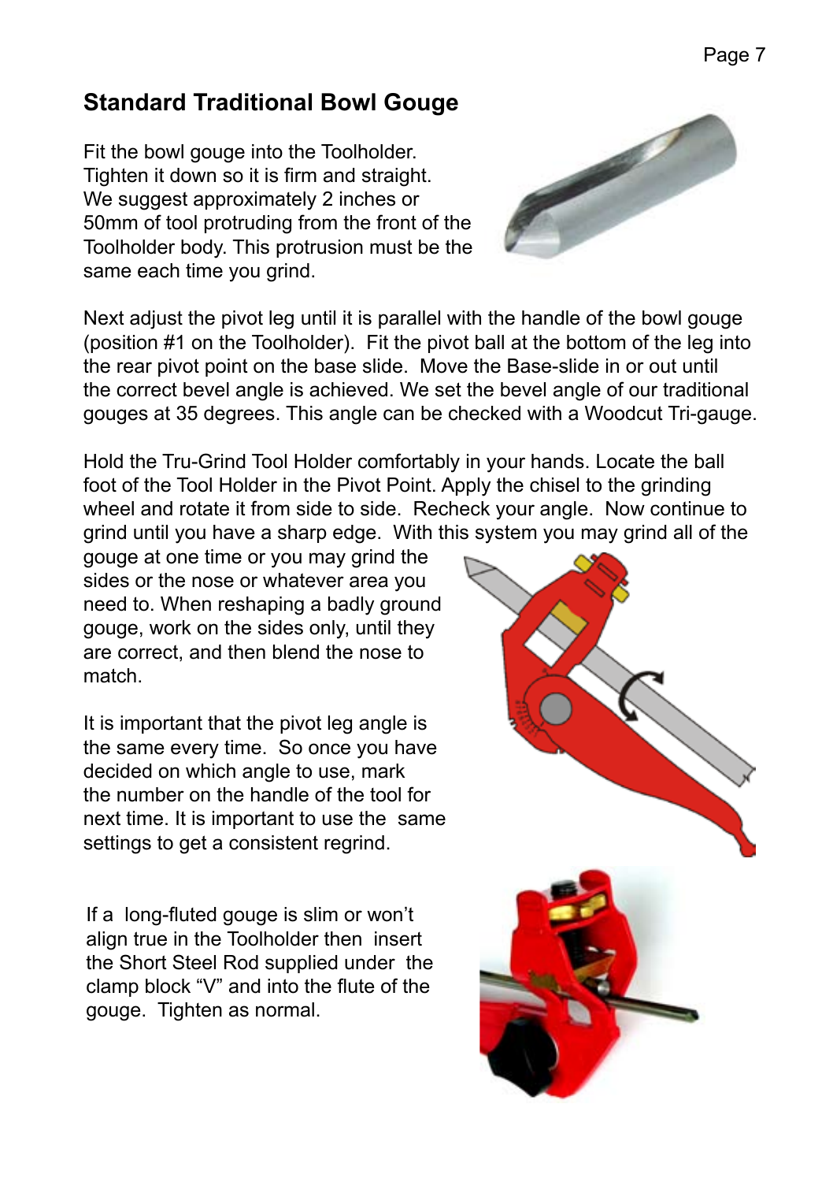## Standard Traditional Bowl Gouge

Fit the bowl gouge into the Toolholder. Tighten it down so it is firm and straight. We suggest approximately 2 inches or 50mm of tool protruding from the front of the Toolholder body. This protrusion must be the same each time you grind.

Next adjust the pivot leg until it is parallel with the handle of the bowl gouge (position #1 on the Toolholder). Fit the pivot ball at the bottom of the leg into the rear pivot point on the base slide. Move the Base-slide in or out until the correct bevel angle is achieved. We set the bevel angle of our traditional gouges at 35 degrees. This angle can be checked with a Woodcut Tri-gauge.

Hold the Tru-Grind Tool Holder comfortably in your hands. Locate the ball foot of the Tool Holder in the Pivot Point. Apply the chisel to the grinding wheel and rotate it from side to side. Recheck your angle. Now continue to grind until you have a sharp edge. With this system you may grind all of the gouge at one time or you may grind the sides or the nose or whatever area you need to. When reshaping a badly ground gouge, work on the sides only, until they are correct, and then blend the nose to match.

It is important that the pivot leg angle is the same every time. So once you have decided on which angle to use, mark the number on the handle of the tool for next time. It is important to use the same settings to get a consistent regrind.

If a long-fluted gouge is slim or won't align true in the Toolholder then insert the Short Steel Rod supplied under the clamp block "V" and into the flute of the gouge. Tighten as normal.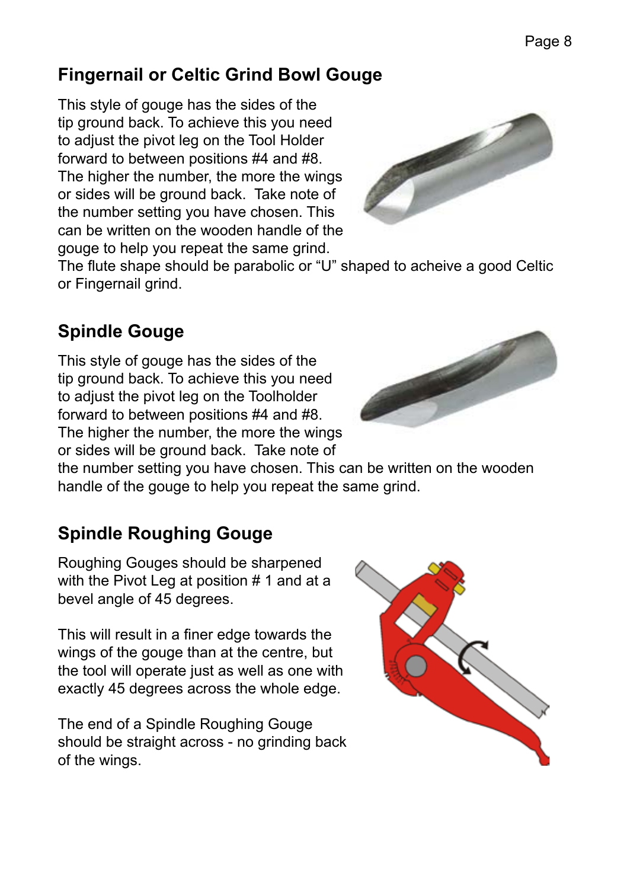## Fingernail or Celtic Grind Bowl Gouge

This style of gouge has the sides of the tip ground back. To achieve this you need to adjust the pivot leg on the Tool Holder forward to between positions #4 and #8. The higher the number, the more the wings or sides will be ground back. Take note of the number setting you have chosen. This can be written on the wooden handle of the gouge to help you repeat the same grind. The flute shape should be parabolic or "U" shaped to acheive a good Celtic or Fingernail grind.

## Spindle Gouge

This style of gouge has the sides of the tip ground back. To achieve this you need to adjust the pivot leg on the Toolholder forward to between positions #4 and #8. The higher the number, the more the wings or sides will be ground back. Take note of the number setting you have chosen. This can be written on the wooden handle of the gouge to help you repeat the same grind.

## Spindle Roughing Gouge

Roughing Gouges should be sharpened with the Pivot Leg at position # 1 and at a bevel angle of 45 degrees.

This will result in a finer edge towards the wings of the gouge than at the centre, but the tool will operate just as well as one with exactly 45 degrees across the whole edge.

The end of a Spindle Roughing Gouge should be straight across - no grinding back of the wings.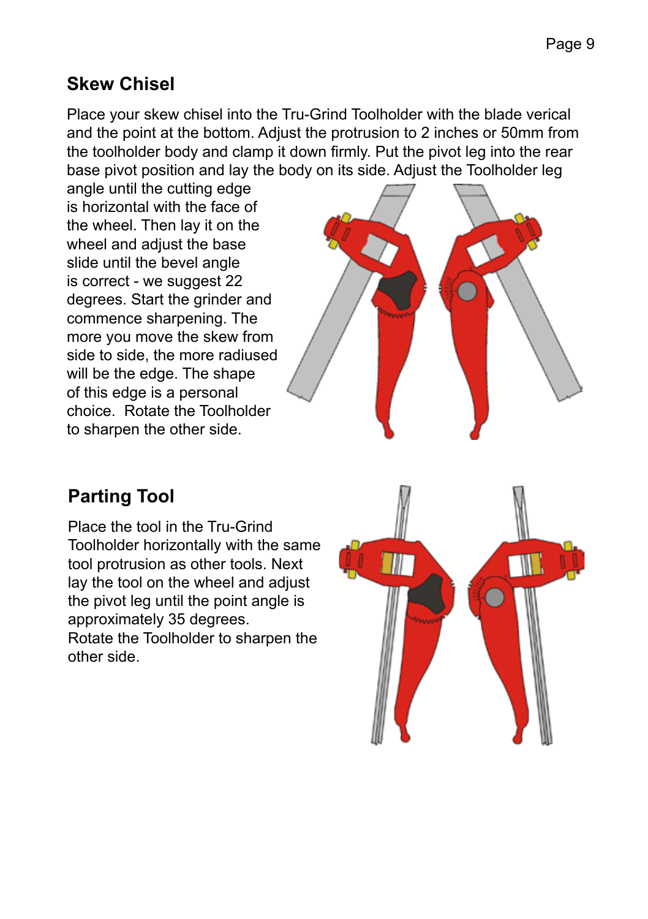## Skew Chisel

Place your skew chisel into the Tru-Grind Toolholder with the blade verical and the point at the bottom. Adjust the protrusion to 2 inches or 50mm from the toolholder body and clamp it down firmly. Put the pivot leg into the rear base pivot position and lay the body on its side. Adjust the Toolholder leg angle until the cutting edge is horizontal with the face of the wheel. Then lay it on the wheel and adjust the base slide until the bevel angle is correct - we suggest 22 degrees. Start the grinder and commence sharpening. The more you move the skew from side to side, the more radiused will be the edge. The shape of this edge is a personal choice. Rotate the Toolholder to sharpen the other side.

## Parting Tool

Place the tool in the Tru-Grind Toolholder horizontally with the same tool protrusion as other tools. Next lay the tool on the wheel and adjust the pivot leg until the point angle is approximately 35 degrees.
Rotate the Toolholder to sharpen the other side.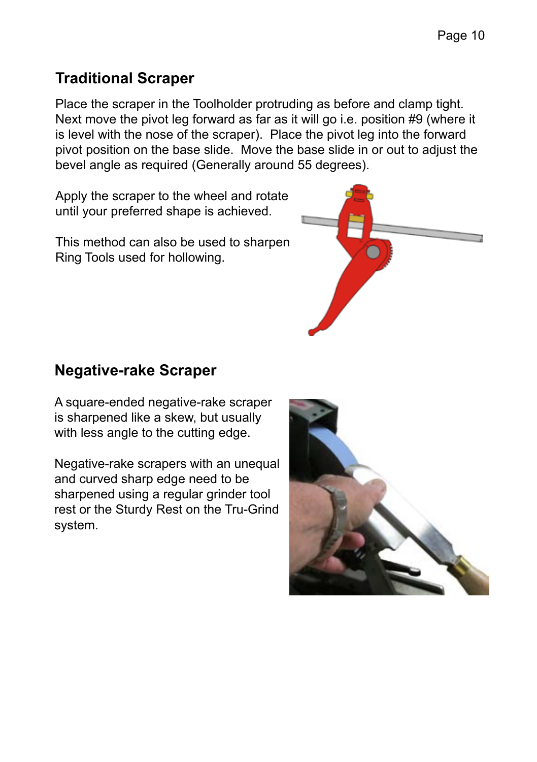## Traditional Scraper

Place the scraper in the Toolholder protruding as before and clamp tight. Next move the pivot leg forward as far as it will go i.e. position #9 (where it is level with the nose of the scraper). Place the pivot leg into the forward pivot position on the base slide. Move the base slide in or out to adjust the bevel angle as required (Generally around 55 degrees).

Apply the scraper to the wheel and rotate until your preferred shape is achieved.

This method can also be used to sharpen Ring Tools used for hollowing.

## Negative-rake Scraper

A square-ended negative-rake scraper is sharpened like a skew, but usually with less angle to the cutting edge.

Negative-rake scrapers with an unequal and curved sharp edge need to be sharpened using a regular grinder tool rest or the Sturdy Rest on the Tru-Grind system.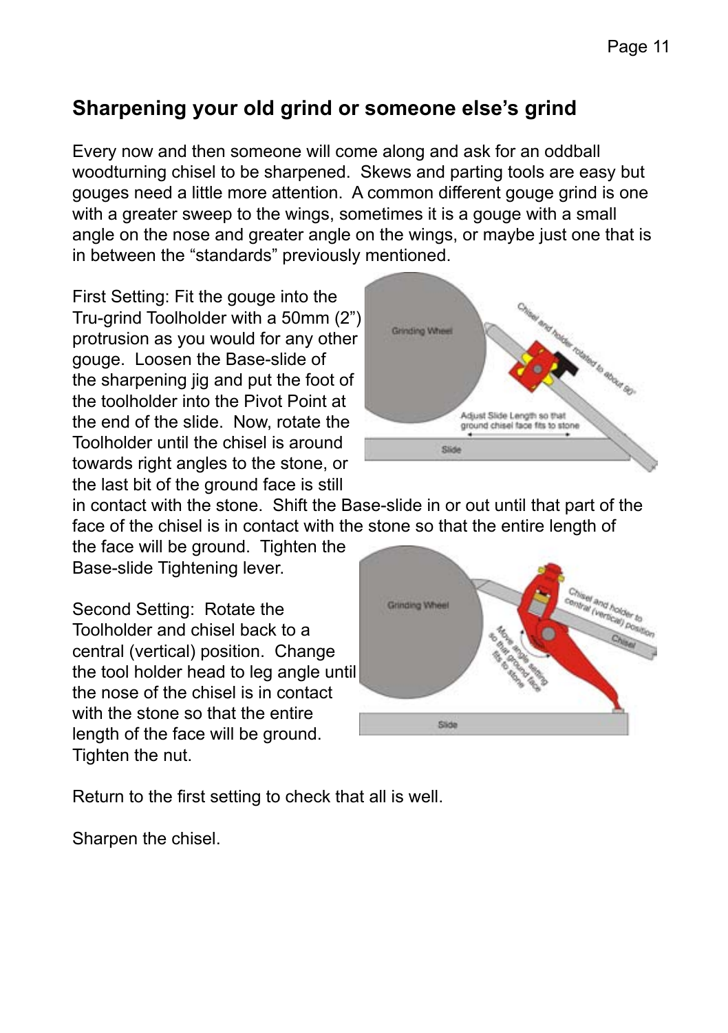## Sharpening your old grind or someone else's grind

Every now and then someone will come along and ask for an oddball woodturning chisel to be sharpened. Skews and parting tools are easy but gouges need a little more attention. A common different gouge grind is one with a greater sweep to the wings, sometimes it is a gouge with a small angle on the nose and greater angle on the wings, or maybe just one that is in between the "standards" previously mentioned.

First Setting: Fit the gouge into the Tru-grind Toolholder with a 50mm (2") protrusion as you would for any other gouge. Loosen the Base-slide of the sharpening jig and put the foot of the toolholder into the Pivot Point at the end of the slide. Now, rotate the Toolholder until the chisel is around towards right angles to the stone, or the last bit of the ground face is still in contact with the stone. Shift the Base-slide in or out until that part of the face of the chisel is in contact with the stone so that the entire length of the face will be ground. Tighten the Base-slide Tightening lever.

Second Setting: Rotate the Toolholder and chisel back to a central (vertical) position. Change the tool holder head to leg angle until the nose of the chisel is in contact with the stone so that the entire length of the face will be ground. Tighten the nut.

Return to the first setting to check that all is well.

Sharpen the chisel.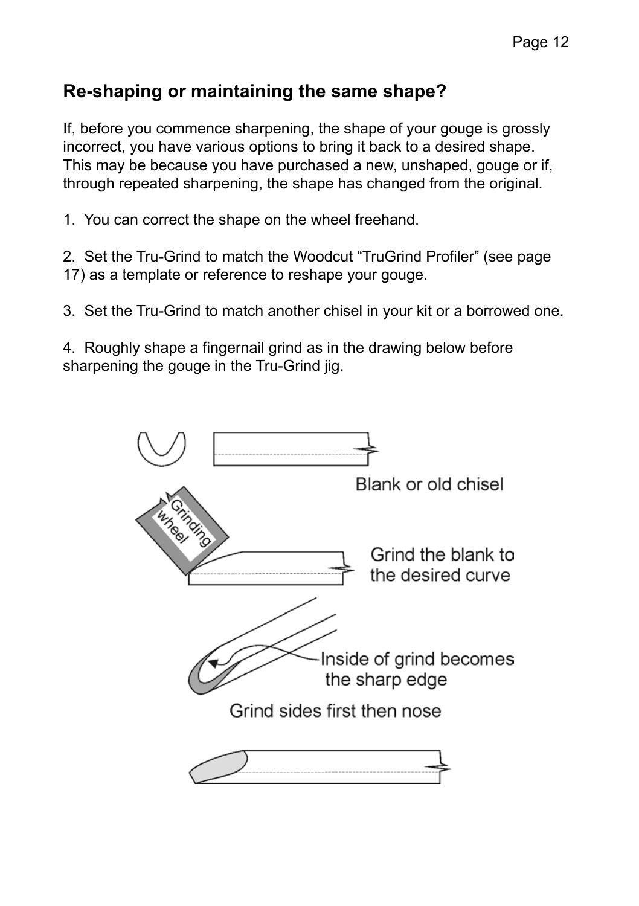## Re-shaping or maintaining the same shape?

If, before you commence sharpening, the shape of your gouge is grossly incorrect, you have various options to bring it back to a desired shape. This may be because you have purchased a new, unshaped, gouge or if, through repeated sharpening, the shape has changed from the original.

1. You can correct the shape on the wheel freehand.

2. Set the Tru-Grind to match the Woodcut "TruGrind Profiler" (see page 17) as a template or reference to reshape your gouge.

3. Set the Tru-Grind to match another chisel in your kit or a borrowed one.

4. Roughly shape a fingernail grind as in the drawing below before sharpening the gouge in the Tru-Grind jig.

Blank or old chisel

Grinding wheel

Grind the blank to the desired curve

Inside of grind becomes the sharp edge

Grind sides first then nose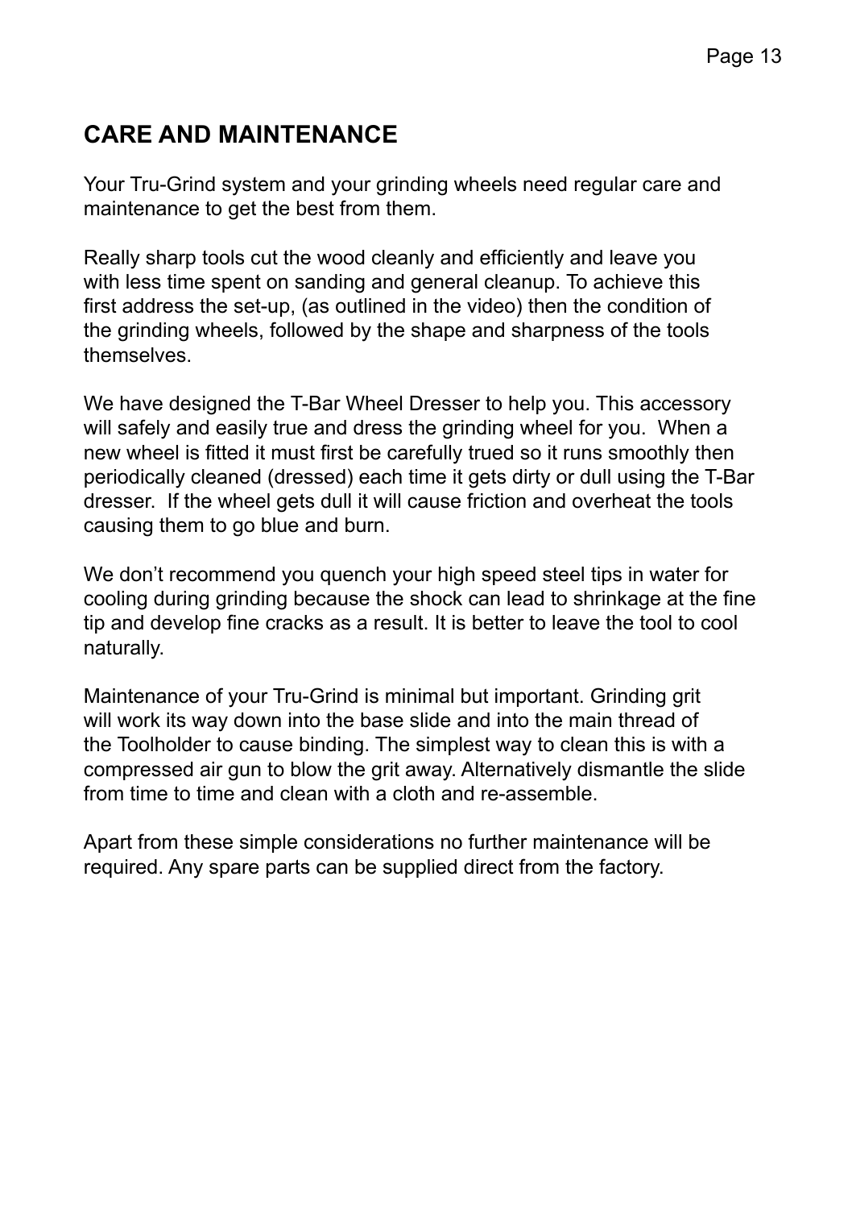## CARE AND MAINTENANCE

Your Tru-Grind system and your grinding wheels need regular care and maintenance to get the best from them.

Really sharp tools cut the wood cleanly and efficiently and leave you with less time spent on sanding and general cleanup. To achieve this first address the set-up, (as outlined in the video) then the condition of the grinding wheels, followed by the shape and sharpness of the tools themselves.

We have designed the T-Bar Wheel Dresser to help you. This accessory will safely and easily true and dress the grinding wheel for you. When a new wheel is fitted it must first be carefully trued so it runs smoothly then periodically cleaned (dressed) each time it gets dirty or dull using the T-Bar dresser. If the wheel gets dull it will cause friction and overheat the tools causing them to go blue and burn.

We don't recommend you quench your high speed steel tips in water for cooling during grinding because the shock can lead to shrinkage at the fine tip and develop fine cracks as a result. It is better to leave the tool to cool naturally.

Maintenance of your Tru-Grind is minimal but important. Grinding grit will work its way down into the base slide and into the main thread of the Toolholder to cause binding. The simplest way to clean this is with a compressed air gun to blow the grit away. Alternatively dismantle the slide from time to time and clean with a cloth and re-assemble.

Apart from these simple considerations no further maintenance will be required. Any spare parts can be supplied direct from the factory.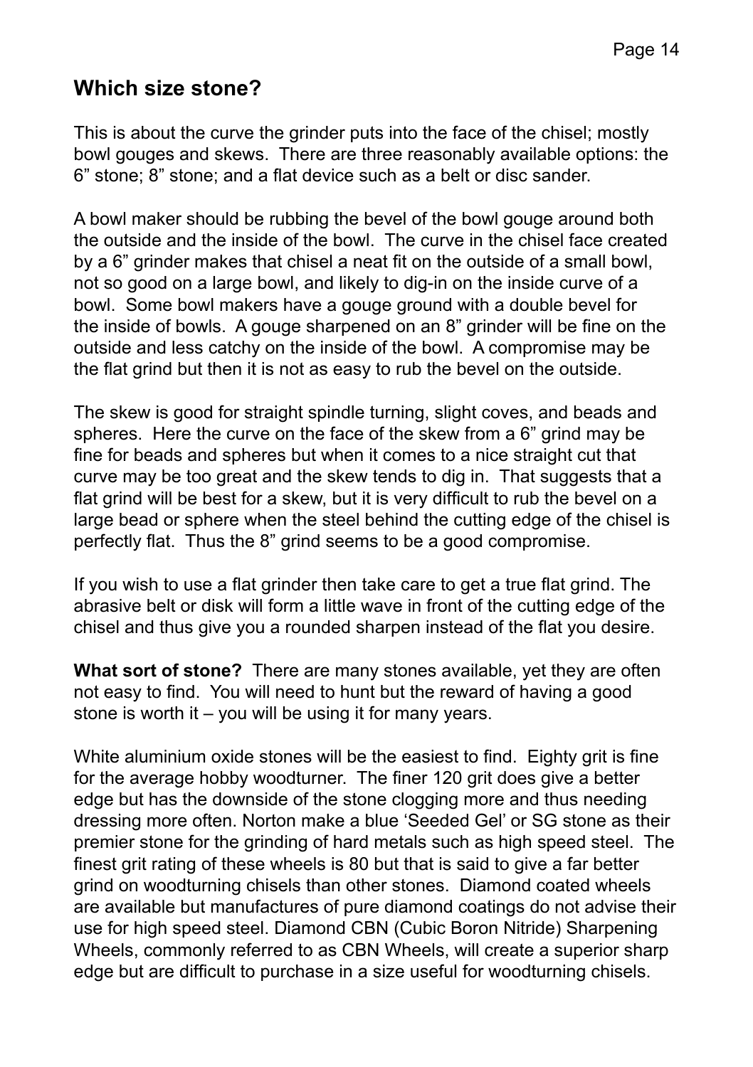## Which size stone?

This is about the curve the grinder puts into the face of the chisel; mostly bowl gouges and skews. There are three reasonably available options: the 6" stone; 8" stone; and a flat device such as a belt or disc sander.

A bowl maker should be rubbing the bevel of the bowl gouge around both the outside and the inside of the bowl. The curve in the chisel face created by a 6" grinder makes that chisel a neat fit on the outside of a small bowl, not so good on a large bowl, and likely to dig-in on the inside curve of a bowl. Some bowl makers have a gouge ground with a double bevel for the inside of bowls. A gouge sharpened on an 8" grinder will be fine on the outside and less catchy on the inside of the bowl. A compromise may be the flat grind but then it is not as easy to rub the bevel on the outside.

The skew is good for straight spindle turning, slight coves, and beads and spheres. Here the curve on the face of the skew from a 6" grind may be fine for beads and spheres but when it comes to a nice straight cut that curve may be too great and the skew tends to dig in. That suggests that a flat grind will be best for a skew, but it is very difficult to rub the bevel on a large bead or sphere when the steel behind the cutting edge of the chisel is perfectly flat. Thus the 8" grind seems to be a good compromise.

If you wish to use a flat grinder then take care to get a true flat grind. The abrasive belt or disk will form a little wave in front of the cutting edge of the chisel and thus give you a rounded sharpen instead of the flat you desire.

**What sort of stone?** There are many stones available, yet they are often not easy to find. You will need to hunt but the reward of having a good stone is worth it – you will be using it for many years.

White aluminium oxide stones will be the easiest to find. Eighty grit is fine for the average hobby woodturner. The finer 120 grit does give a better edge but has the downside of the stone clogging more and thus needing dressing more often. Norton make a blue 'Seeded Gel' or SG stone as their premier stone for the grinding of hard metals such as high speed steel. The finest grit rating of these wheels is 80 but that is said to give a far better grind on woodturning chisels than other stones. Diamond coated wheels are available but manufactures of pure diamond coatings do not advise their use for high speed steel. Diamond CBN (Cubic Boron Nitride) Sharpening Wheels, commonly referred to as CBN Wheels, will create a superior sharp edge but are difficult to purchase in a size useful for woodturning chisels.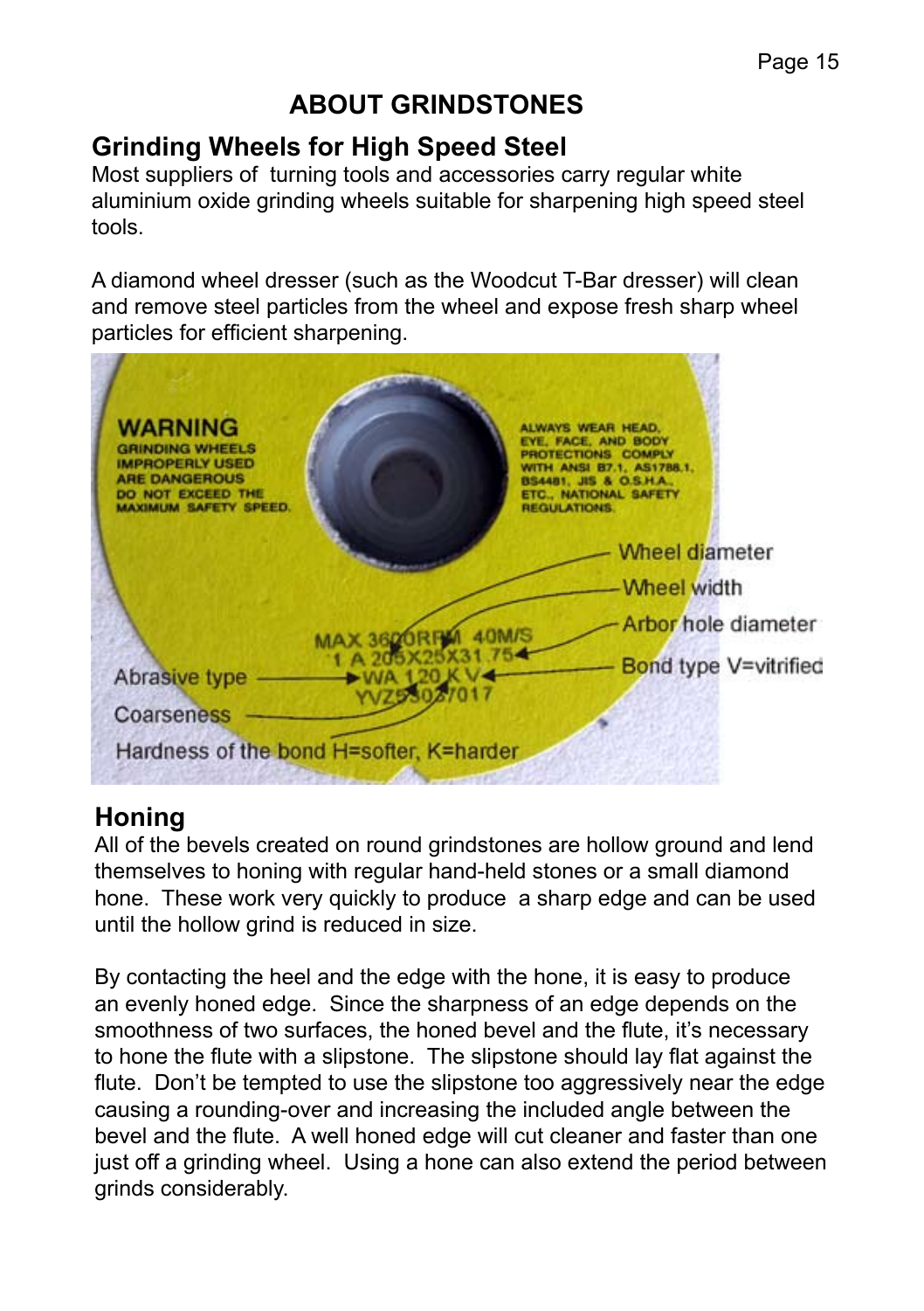# ABOUT GRINDSTONES

## Grinding Wheels for High Speed Steel

Most suppliers of turning tools and accessories carry regular white aluminium oxide grinding wheels suitable for sharpening high speed steel tools.

A diamond wheel dresser (such as the Woodcut T-Bar dresser) will clean and remove steel particles from the wheel and expose fresh sharp wheel particles for efficient sharpening.

WARNING
GRINDING WHEELS IMPROPERLY USED ARE DANGEROUS DO NOT EXCEED THE MAXIMUM SAFETY SPEED.

ALWAYS WEAR HEAD, EYE, FACE, AND BODY PROTECTIONS COMPLY WITH ANSI B7.1, AS1788.1, BS4481, JIS & O.S.H.A., ETC., NATIONAL SAFETY REGULATIONS.

MAX 3600RPM 40M/S
1 A 205X25X31.75
WA 120 K V
YVZ5303/017

Wheel diameter
Wheel width
Arbor hole diameter
Bond type V=vitrified
Abrasive type
Coarseness
Hardness of the bond H=softer, K=harder

## Honing

All of the bevels created on round grindstones are hollow ground and lend themselves to honing with regular hand-held stones or a small diamond hone. These work very quickly to produce a sharp edge and can be used until the hollow grind is reduced in size.

By contacting the heel and the edge with the hone, it is easy to produce an evenly honed edge. Since the sharpness of an edge depends on the smoothness of two surfaces, the honed bevel and the flute, it's necessary to hone the flute with a slipstone. The slipstone should lay flat against the flute. Don't be tempted to use the slipstone too aggressively near the edge causing a rounding-over and increasing the included angle between the bevel and the flute. A well honed edge will cut cleaner and faster than one just off a grinding wheel. Using a hone can also extend the period between grinds considerably.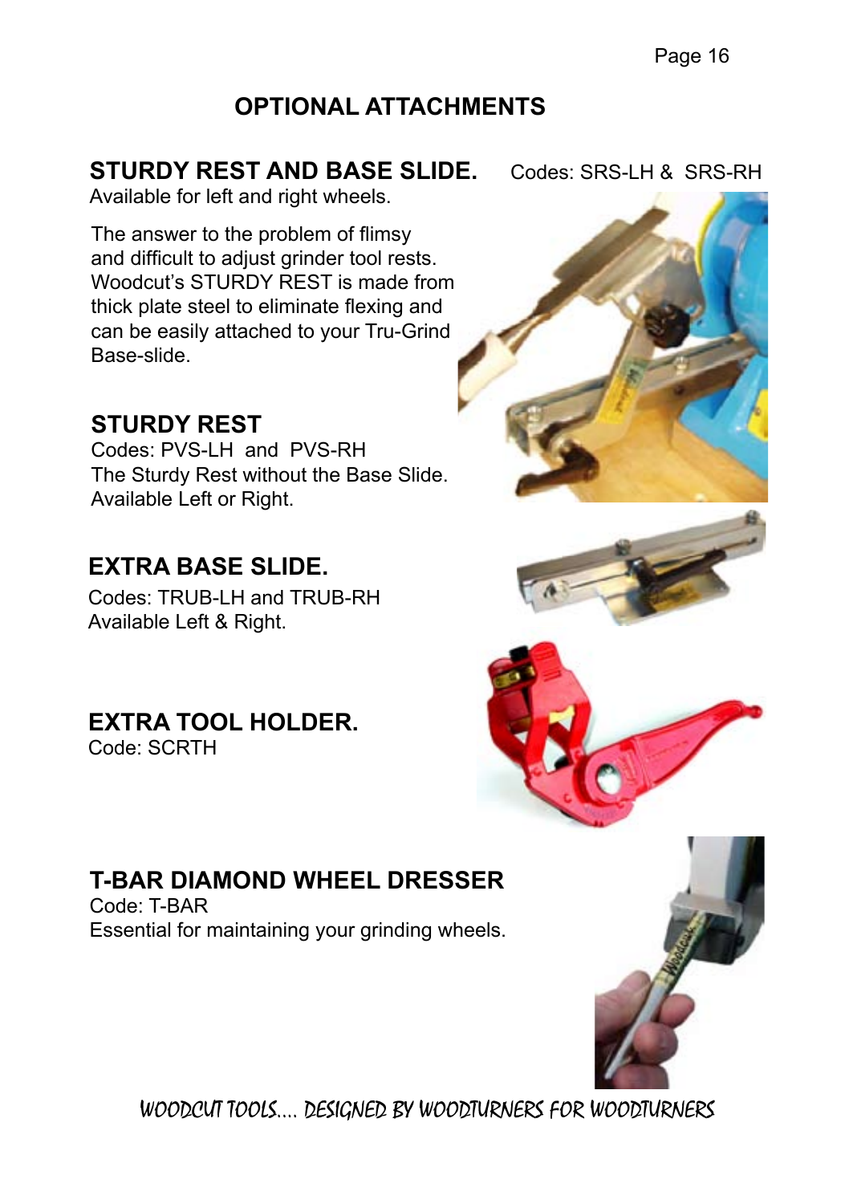# OPTIONAL ATTACHMENTS

## STURDY REST AND BASE SLIDE.

Codes: SRS-LH & SRS-RH

Available for left and right wheels.

The answer to the problem of flimsy and difficult to adjust grinder tool rests. Woodcut's STURDY REST is made from thick plate steel to eliminate flexing and can be easily attached to your Tru-Grind Base-slide.

## STURDY REST

Codes: PVS-LH and PVS-RH

The Sturdy Rest without the Base Slide. Available Left or Right.

## EXTRA BASE SLIDE.

Codes: TRUB-LH and TRUB-RH

Available Left & Right.

## EXTRA TOOL HOLDER.

Code: SCRTH

## T-BAR DIAMOND WHEEL DRESSER

Code: T-BAR

Essential for maintaining your grinding wheels.

WOODCUT TOOLS.... DESIGNED BY WOODTURNERS FOR WOODTURNERS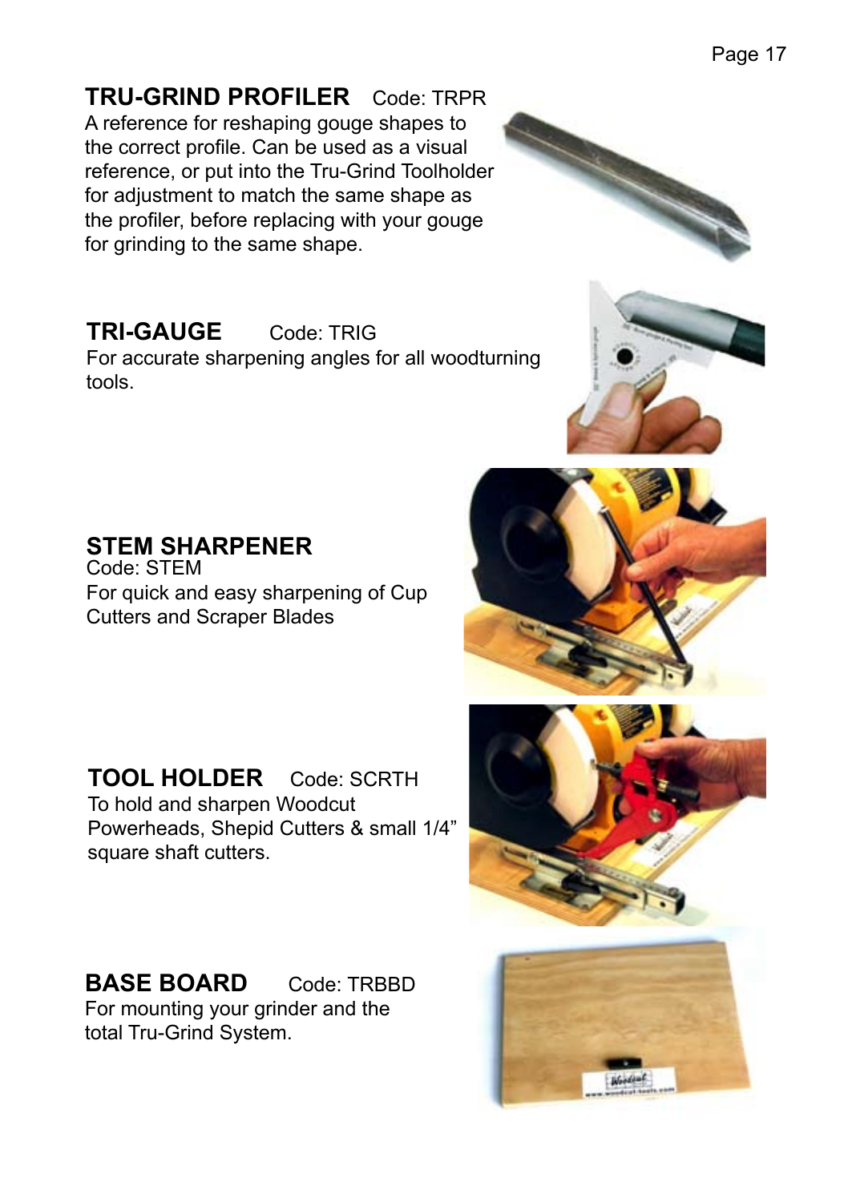## TRU-GRIND PROFILER Code: TRPR

A reference for reshaping gouge shapes to the correct profile. Can be used as a visual reference, or put into the Tru-Grind Toolholder for adjustment to match the same shape as the profiler, before replacing with your gouge for grinding to the same shape.

## TRI-GAUGE Code: TRIG

For accurate sharpening angles for all woodturning tools.

## STEM SHARPENER

Code: STEM

For quick and easy sharpening of Cup Cutters and Scraper Blades

## TOOL HOLDER Code: SCRTH

To hold and sharpen Woodcut Powerheads, Shepid Cutters & small 1/4” square shaft cutters.

## BASE BOARD Code: TRBBD

For mounting your grinder and the total Tru-Grind System.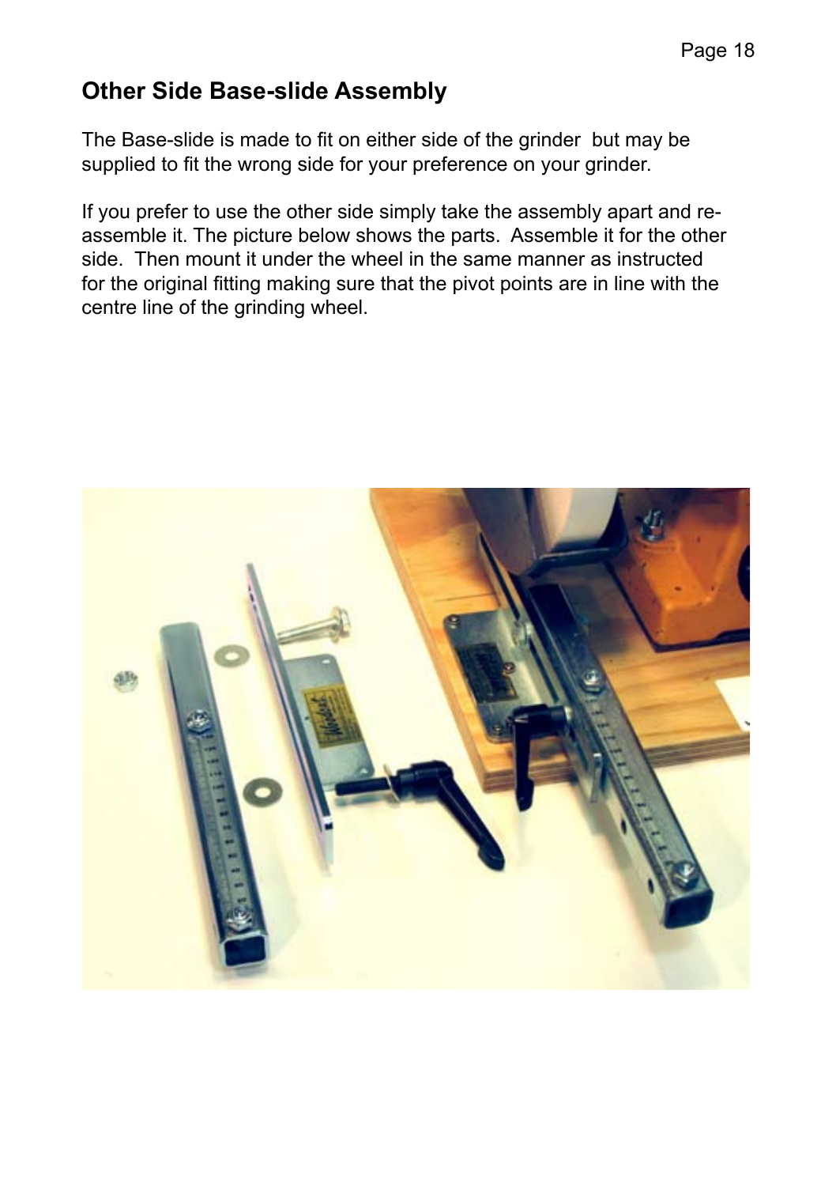## Other Side Base-slide Assembly

The Base-slide is made to fit on either side of the grinder but may be supplied to fit the wrong side for your preference on your grinder.

If you prefer to use the other side simply take the assembly apart and re-assemble it. The picture below shows the parts. Assemble it for the other side. Then mount it under the wheel in the same manner as instructed for the original fitting making sure that the pivot points are in line with the centre line of the grinding wheel.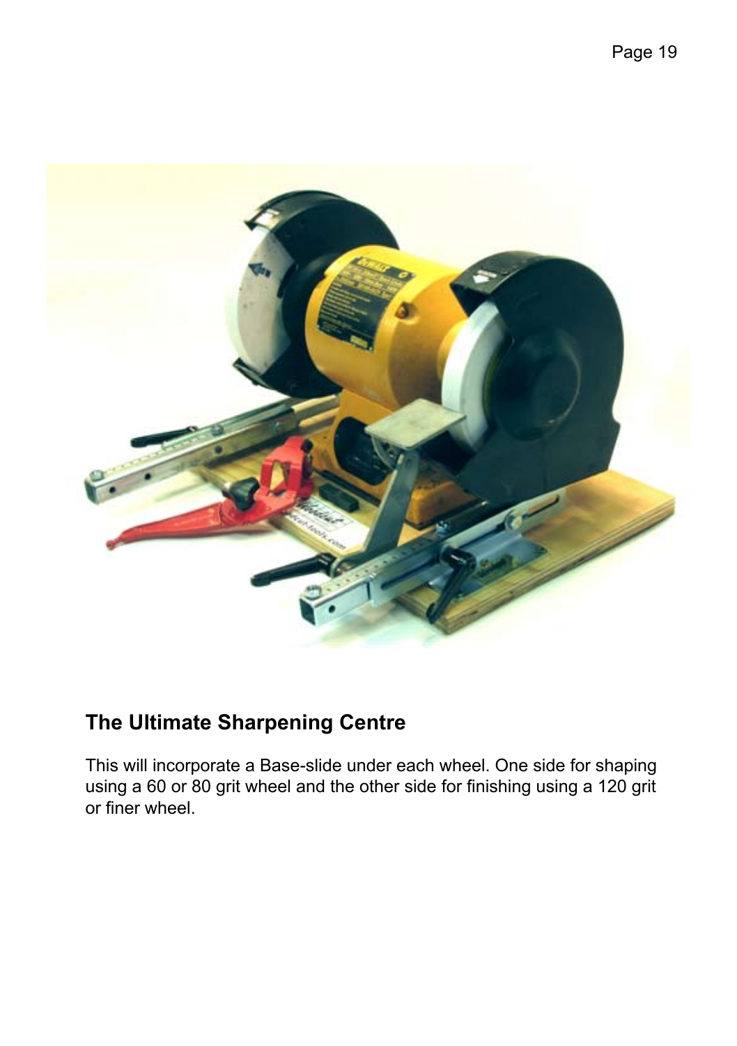## The Ultimate Sharpening Centre

This will incorporate a Base-slide under each wheel. One side for shaping using a 60 or 80 grit wheel and the other side for finishing using a 120 grit or finer wheel.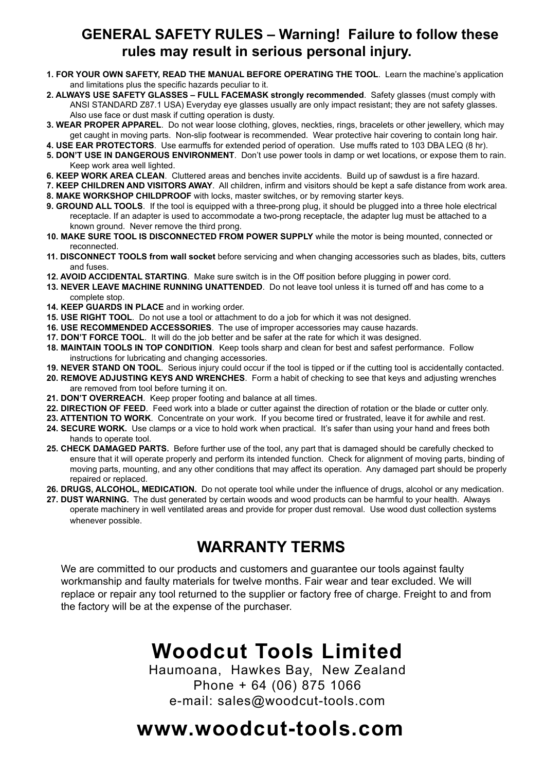## GENERAL SAFETY RULES – Warning! Failure to follow these rules may result in serious personal injury.

1. **FOR YOUR OWN SAFETY, READ THE MANUAL BEFORE OPERATING THE TOOL**. Learn the machine's application and limitations plus the specific hazards peculiar to it.
2. **ALWAYS USE SAFETY GLASSES – FULL FACEMASK strongly recommended**. Safety glasses (must comply with ANSI STANDARD Z87.1 USA) Everyday eye glasses usually are only impact resistant; they are not safety glasses. Also use face or dust mask if cutting operation is dusty.
3. **WEAR PROPER APPAREL**. Do not wear loose clothing, gloves, neckties, rings, bracelets or other jewellery, which may get caught in moving parts. Non-slip footwear is recommended. Wear protective hair covering to contain long hair.
4. **USE EAR PROTECTORS**. Use earmuffs for extended period of operation. Use muffs rated to 103 DBA LEQ (8 hr).
5. **DON'T USE IN DANGEROUS ENVIRONMENT**. Don't use power tools in damp or wet locations, or expose them to rain. Keep work area well lighted.
6. **KEEP WORK AREA CLEAN**. Cluttered areas and benches invite accidents. Build up of sawdust is a fire hazard.
7. **KEEP CHILDREN AND VISITORS AWAY**. All children, infirm and visitors should be kept a safe distance from work area.
8. **MAKE WORKSHOP CHILDPROOF** with locks, master switches, or by removing starter keys.
9. **GROUND ALL TOOLS**. If the tool is equipped with a three-prong plug, it should be plugged into a three hole electrical receptacle. If an adapter is used to accommodate a two-prong receptacle, the adapter lug must be attached to a known ground. Never remove the third prong.
10. **MAKE SURE TOOL IS DISCONNECTED FROM POWER SUPPLY** while the motor is being mounted, connected or reconnected.
11. **DISCONNECT TOOLS from wall socket** before servicing and when changing accessories such as blades, bits, cutters and fuses.
12. **AVOID ACCIDENTAL STARTING**. Make sure switch is in the Off position before plugging in power cord.
13. **NEVER LEAVE MACHINE RUNNING UNATTENDED**. Do not leave tool unless it is turned off and has come to a complete stop.
14. **KEEP GUARDS IN PLACE** and in working order.
15. **USE RIGHT TOOL**. Do not use a tool or attachment to do a job for which it was not designed.
16. **USE RECOMMENDED ACCESSORIES**. The use of improper accessories may cause hazards.
17. **DON'T FORCE TOOL**. It will do the job better and be safer at the rate for which it was designed.
18. **MAINTAIN TOOLS IN TOP CONDITION**. Keep tools sharp and clean for best and safest performance. Follow instructions for lubricating and changing accessories.
19. **NEVER STAND ON TOOL**. Serious injury could occur if the tool is tipped or if the cutting tool is accidentally contacted.
20. **REMOVE ADJUSTING KEYS AND WRENCHES**. Form a habit of checking to see that keys and adjusting wrenches are removed from tool before turning it on.
21. **DON'T OVERREACH**. Keep proper footing and balance at all times.
22. **DIRECTION OF FEED**. Feed work into a blade or cutter against the direction of rotation or the blade or cutter only.
23. **ATTENTION TO WORK**. Concentrate on your work. If you become tired or frustrated, leave it for awhile and rest.
24. **SECURE WORK.** Use clamps or a vice to hold work when practical. It's safer than using your hand and frees both hands to operate tool.
25. **CHECK DAMAGED PARTS.** Before further use of the tool, any part that is damaged should be carefully checked to ensure that it will operate properly and perform its intended function. Check for alignment of moving parts, binding of moving parts, mounting, and any other conditions that may affect its operation. Any damaged part should be properly repaired or replaced.
26. **DRUGS, ALCOHOL, MEDICATION.** Do not operate tool while under the influence of drugs, alcohol or any medication.
27. **DUST WARNING.** The dust generated by certain woods and wood products can be harmful to your health. Always operate machinery in well ventilated areas and provide for proper dust removal. Use wood dust collection systems whenever possible.

## WARRANTY TERMS

We are committed to our products and customers and guarantee our tools against faulty workmanship and faulty materials for twelve months. Fair wear and tear excluded. We will replace or repair any tool returned to the supplier or factory free of charge. Freight to and from the factory will be at the expense of the purchaser.

# Woodcut Tools Limited

Haumoana, Hawkes Bay, New Zealand
Phone + 64 (06) 875 1066
e-mail: sales@woodcut-tools.com

# www.woodcut-tools.com